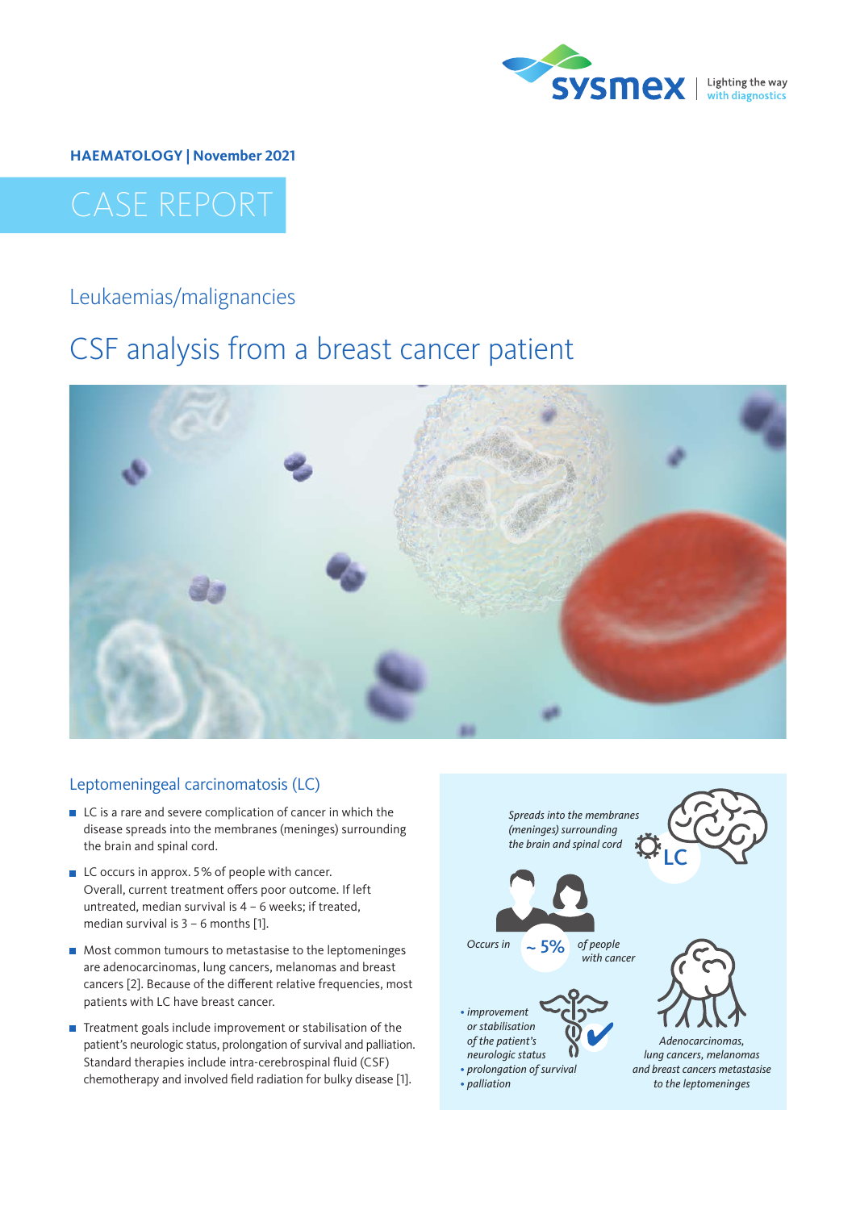HAEMATOLOGY | November 2021

# CASE REPORT

## Leukaemias/malignancies

# CSF analysis from a breast cancer patient

### Leptomeningeal carcinomatosis (LC)

- LC is a rare and severe complication of cancer in which the disease spreads into the membranes (meninges) surrounding the brain and spinal cord.
- LC occurs in approx. 5% of people with cancer. Overall, current treatment offers poor outcome. If left untreated, median survival is 4 – 6 weeks; if treated, median survival is 3 – 6 months [1].
- Most common tumours to metastasise to the leptomeninges are adenocarcinomas, lung cancers, melanomas and breast cancers [2]. Because of the different relative frequencies, most patients with LC have breast cancer.
- Treatment goals include improvement or stabilisation of the patient's neurologic status, prolongation of survival and palliation. Standard therapies include intra-cerebrospinal fluid (CSF) chemotherapy and involved field radiation for bulky disease [1].

*Spreads into the membranes (meninges) surrounding the brain and spinal cord* LC

*Occurs in* ~ 5% *of people with cancer*

- *improvement or stabilisation of the patient's neurologic status*
- *prolongation of survival*
- *palliation*

*Adenocarcinomas, lung cancers, melanomas and breast cancers metastasise to the leptomeninges*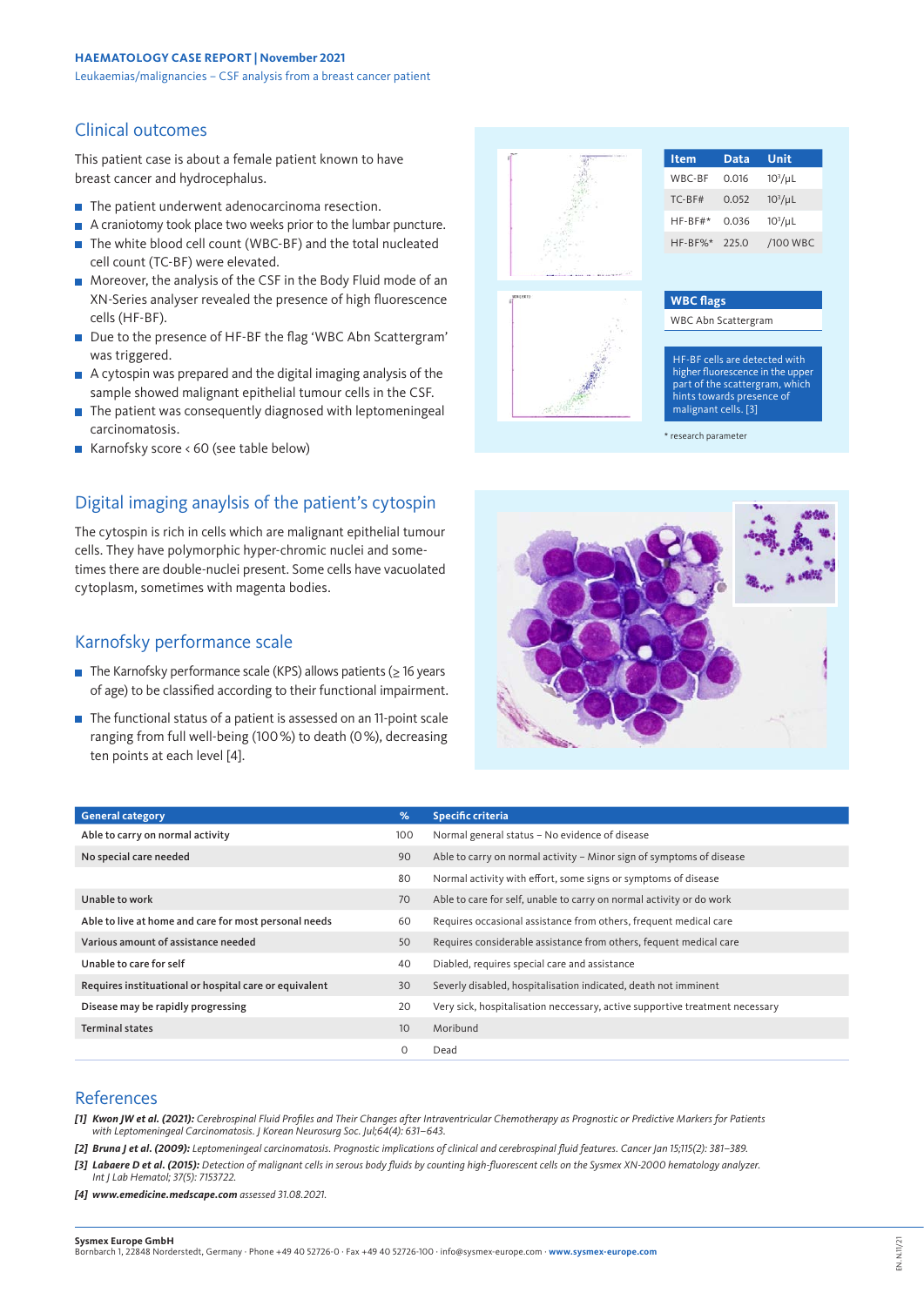## Clinical outcomes

This patient case is about a female patient known to have breast cancer and hydrocephalus.

- The patient underwent adenocarcinoma resection.
- A craniotomy took place two weeks prior to the lumbar puncture.
- The white blood cell count (WBC-BF) and the total nucleated cell count (TC-BF) were elevated.
- Moreover, the analysis of the CSF in the Body Fluid mode of an XN-Series analyser revealed the presence of high fluorescence cells (HF-BF).
- Due to the presence of HF-BF the flag 'WBC Abn Scattergram' was triggered.
- A cytospin was prepared and the digital imaging analysis of the sample showed malignant epithelial tumour cells in the CSF.
- The patient was consequently diagnosed with leptomeningeal carcinomatosis.
- Karnofsky score < 60 (see table below)

| Item | Data | Unit |
|---|---|---|
| WBC-BF | 0.016 | $10^3/\mu L$ |
| TC-BF# | 0.052 | $10^3/\mu L$ |
| HF-BF#* | 0.036 | $10^3/\mu L$ |
| HF-BF%* | 225.0 | /100 WBC |

| WBC flags |
|---|
| WBC Abn Scattergram |

HF-BF cells are detected with higher fluorescence in the upper part of the scattergram, which hints towards presence of malignant cells. [3]

\* research parameter

## Digital imaging anaylsis of the patient's cytospin

The cytospin is rich in cells which are malignant epithelial tumour cells. They have polymorphic hyper-chromic nuclei and sometimes there are double-nuclei present. Some cells have vacuolated cytoplasm, sometimes with magenta bodies.

## Karnofsky performance scale

- The Karnofsky performance scale (KPS) allows patients (≥ 16 years of age) to be classified according to their functional impairment.
- The functional status of a patient is assessed on an 11-point scale ranging from full well-being (100 %) to death (0 %), decreasing ten points at each level [4].

| General category | % | Specific criteria |
|---|---|---|
| Able to carry on normal activity | 100 | Normal general status – No evidence of disease |
| No special care needed | 90 | Able to carry on normal activity – Minor sign of symptoms of disease |
| | 80 | Normal activity with effort, some signs or symptoms of disease |
| Unable to work | 70 | Able to care for self, unable to carry on normal activity or do work |
| Able to live at home and care for most personal needs | 60 | Requires occasional assistance from others, frequent medical care |
| Various amount of assistance needed | 50 | Requires considerable assistance from others, fequent medical care |
| Unable to care for self | 40 | Diabled, requires special care and assistance |
| Requires institutional or hospital care or equivalent | 30 | Severly disabled, hospitalisation indicated, death not imminent |
| Disease may be rapidly progressing | 20 | Very sick, hospitalisation neccessary, active supportive treatment necessary |
| Terminal states | 10 | Moribund |
| | 0 | Dead |

## References

[1] **Kwon JW et al. (2021):** *Cerebrospinal Fluid Profiles and Their Changes after Intraventricular Chemotherapy as Prognostic or Predictive Markers for Patients with Leptomeningeal Carcinomatosis. J Korean Neurosurg Soc. Jul;64(4): 631–643.*

[2] **Bruna J et al. (2009):** *Leptomeningeal carcinomatosis. Prognostic implications of clinical and cerebrospinal fluid features. Cancer Jan 15;115(2): 381–389.*

[3] **Labaere D et al. (2015):** *Detection of malignant cells in serous body fluids by counting high-fluorescent cells on the Sysmex XN-2000 hematology analyzer. Int J Lab Hematol; 37(5): 7153722.*

[4] **www.emedicine.medscape.com** *assessed 31.08.2021.*

**Sysmex Europe GmbH**
Bornbarch 1, 22848 Norderstedt, Germany · Phone +49 40 52726-0 · Fax +49 40 52726-100 · info@sysmex-europe.com · **www.sysmex-europe.com**